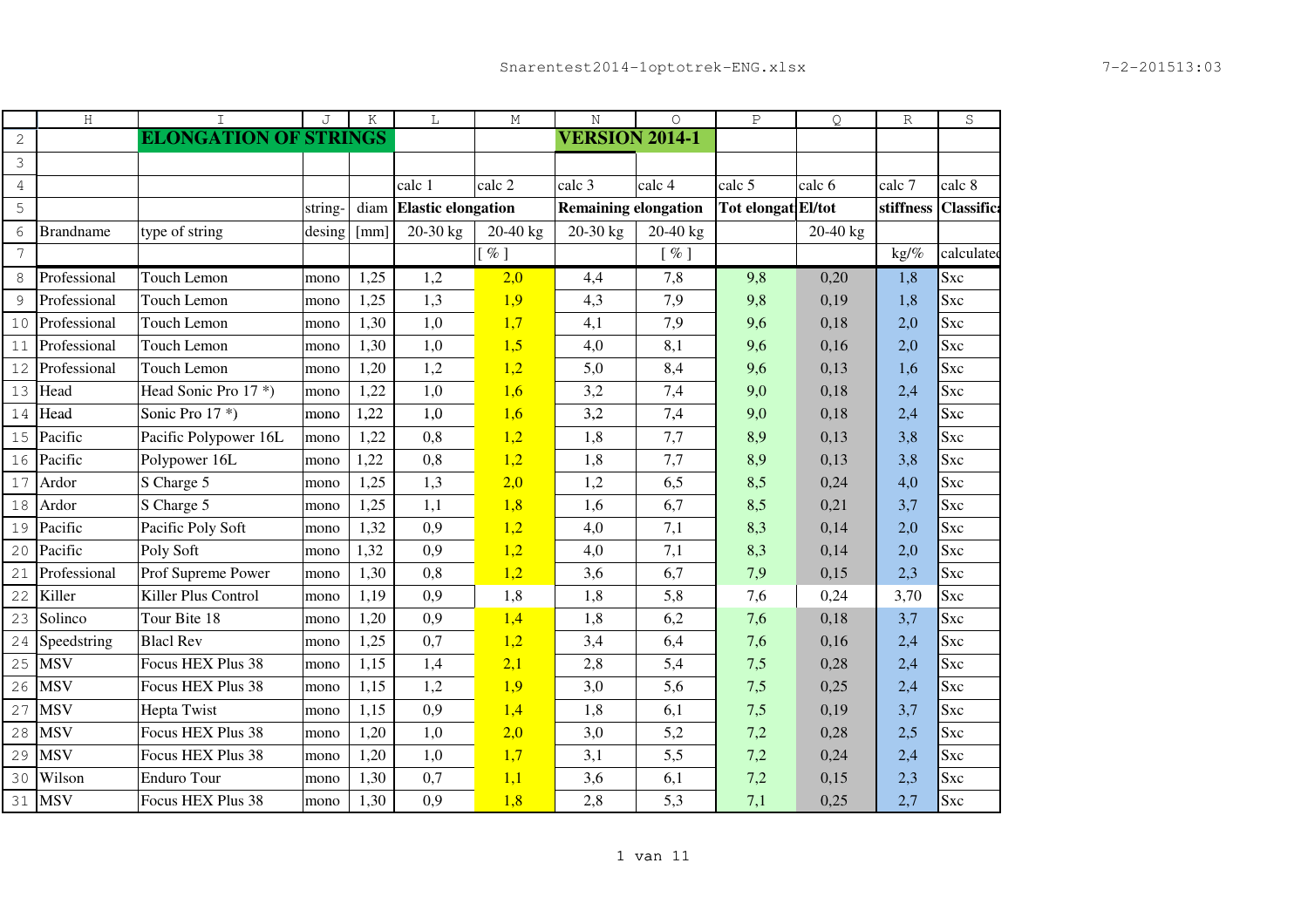| H | I | J | K | L | M | N | O | P | Q | R | S |
|---|---|---|---|---|---|---|---|---|---|---|---|
| | **ELONGATION OF STRINGS** | | | | | **VERSION 2014-1** | | | | | |
| | | | | | | | | | | | |
| | | | | calc 1 | calc 2 | calc 3 | calc 4 | calc 5 | calc 6 | calc 7 | calc 8 |
| | | string- | diam | **Elastic elongation** | | **Remaining elongation** | | **Tot elongat** | **El/tot** | **stiffness** | **Classifica** |
| Brandname | type of string | desing | [mm] | 20-30 kg | 20-40 kg | 20-30 kg | 20-40 kg | | 20-40 kg | | |
| | | | | | [ % ] | | [ % ] | | | kg/% | calculated |
| Professional | Touch Lemon | mono | 1,25 | 1,2 | 2,0 | 4,4 | 7,8 | 9,8 | 0,20 | 1,8 | Sxc |
| Professional | Touch Lemon | mono | 1,25 | 1,3 | 1,9 | 4,3 | 7,9 | 9,8 | 0,19 | 1,8 | Sxc |
| Professional | Touch Lemon | mono | 1,30 | 1,0 | 1,7 | 4,1 | 7,9 | 9,6 | 0,18 | 2,0 | Sxc |
| Professional | Touch Lemon | mono | 1,30 | 1,0 | 1,5 | 4,0 | 8,1 | 9,6 | 0,16 | 2,0 | Sxc |
| Professional | Touch Lemon | mono | 1,20 | 1,2 | 1,2 | 5,0 | 8,4 | 9,6 | 0,13 | 1,6 | Sxc |
| Head | Head Sonic Pro 17 *) | mono | 1,22 | 1,0 | 1,6 | 3,2 | 7,4 | 9,0 | 0,18 | 2,4 | Sxc |
| Head | Sonic Pro 17 *) | mono | 1,22 | 1,0 | 1,6 | 3,2 | 7,4 | 9,0 | 0,18 | 2,4 | Sxc |
| Pacific | Pacific Polypower 16L | mono | 1,22 | 0,8 | 1,2 | 1,8 | 7,7 | 8,9 | 0,13 | 3,8 | Sxc |
| Pacific | Polypower 16L | mono | 1,22 | 0,8 | 1,2 | 1,8 | 7,7 | 8,9 | 0,13 | 3,8 | Sxc |
| Ardor | S Charge 5 | mono | 1,25 | 1,3 | 2,0 | 1,2 | 6,5 | 8,5 | 0,24 | 4,0 | Sxc |
| Ardor | S Charge 5 | mono | 1,25 | 1,1 | 1,8 | 1,6 | 6,7 | 8,5 | 0,21 | 3,7 | Sxc |
| Pacific | Pacific Poly Soft | mono | 1,32 | 0,9 | 1,2 | 4,0 | 7,1 | 8,3 | 0,14 | 2,0 | Sxc |
| Pacific | Poly Soft | mono | 1,32 | 0,9 | 1,2 | 4,0 | 7,1 | 8,3 | 0,14 | 2,0 | Sxc |
| Professional | Prof Supreme Power | mono | 1,30 | 0,8 | 1,2 | 3,6 | 6,7 | 7,9 | 0,15 | 2,3 | Sxc |
| Killer | Killer Plus Control | mono | 1,19 | 0,9 | 1,8 | 1,8 | 5,8 | 7,6 | 0,24 | 3,70 | Sxc |
| Solinco | Tour Bite 18 | mono | 1,20 | 0,9 | 1,4 | 1,8 | 6,2 | 7,6 | 0,18 | 3,7 | Sxc |
| Speedstring | Blacl Rev | mono | 1,25 | 0,7 | 1,2 | 3,4 | 6,4 | 7,6 | 0,16 | 2,4 | Sxc |
| MSV | Focus HEX Plus 38 | mono | 1,15 | 1,4 | 2,1 | 2,8 | 5,4 | 7,5 | 0,28 | 2,4 | Sxc |
| MSV | Focus HEX Plus 38 | mono | 1,15 | 1,2 | 1,9 | 3,0 | 5,6 | 7,5 | 0,25 | 2,4 | Sxc |
| MSV | Hepta Twist | mono | 1,15 | 0,9 | 1,4 | 1,8 | 6,1 | 7,5 | 0,19 | 3,7 | Sxc |
| MSV | Focus HEX Plus 38 | mono | 1,20 | 1,0 | 2,0 | 3,0 | 5,2 | 7,2 | 0,28 | 2,5 | Sxc |
| MSV | Focus HEX Plus 38 | mono | 1,20 | 1,0 | 1,7 | 3,1 | 5,5 | 7,2 | 0,24 | 2,4 | Sxc |
| Wilson | Enduro Tour | mono | 1,30 | 0,7 | 1,1 | 3,6 | 6,1 | 7,2 | 0,15 | 2,3 | Sxc |
| MSV | Focus HEX Plus 38 | mono | 1,30 | 0,9 | 1,8 | 2,8 | 5,3 | 7,1 | 0,25 | 2,7 | Sxc |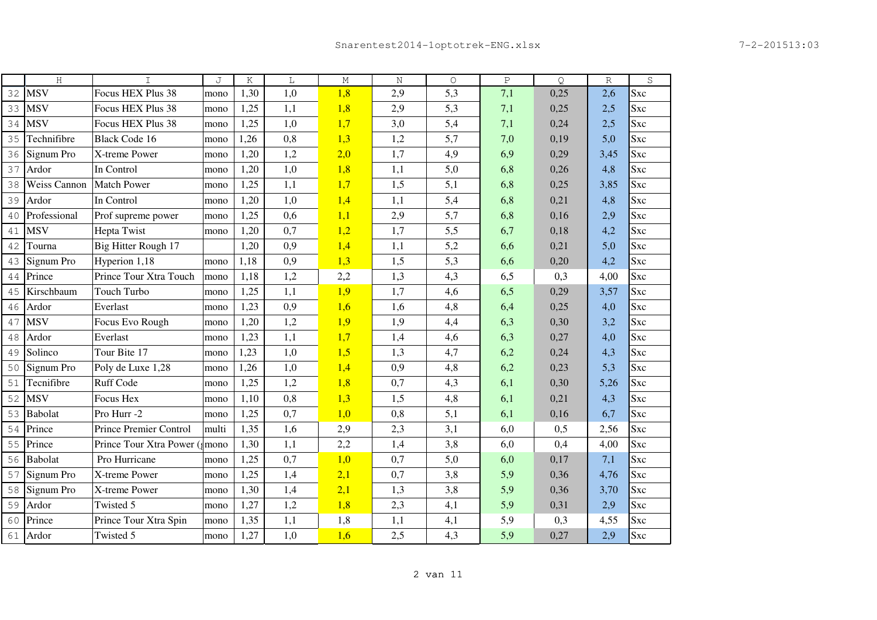| | H | I | J | K | L | M | N | O | P | Q | R | S |
|---|---|---|---|---|---|---|---|---|---|---|---|---|
| 32 | MSV | Focus HEX Plus 38 | mono | 1,30 | 1,0 | 1,8 | 2,9 | 5,3 | 7,1 | 0,25 | 2,6 | Sxc |
| 33 | MSV | Focus HEX Plus 38 | mono | 1,25 | 1,1 | 1,8 | 2,9 | 5,3 | 7,1 | 0,25 | 2,5 | Sxc |
| 34 | MSV | Focus HEX Plus 38 | mono | 1,25 | 1,0 | 1,7 | 3,0 | 5,4 | 7,1 | 0,24 | 2,5 | Sxc |
| 35 | Technifibre | Black Code 16 | mono | 1,26 | 0,8 | 1,3 | 1,2 | 5,7 | 7,0 | 0,19 | 5,0 | Sxc |
| 36 | Signum Pro | X-treme Power | mono | 1,20 | 1,2 | 2,0 | 1,7 | 4,9 | 6,9 | 0,29 | 3,45 | Sxc |
| 37 | Ardor | In Control | mono | 1,20 | 1,0 | 1,8 | 1,1 | 5,0 | 6,8 | 0,26 | 4,8 | Sxc |
| 38 | Weiss Cannon | Match Power | mono | 1,25 | 1,1 | 1,7 | 1,5 | 5,1 | 6,8 | 0,25 | 3,85 | Sxc |
| 39 | Ardor | In Control | mono | 1,20 | 1,0 | 1,4 | 1,1 | 5,4 | 6,8 | 0,21 | 4,8 | Sxc |
| 40 | Professional | Prof supreme power | mono | 1,25 | 0,6 | 1,1 | 2,9 | 5,7 | 6,8 | 0,16 | 2,9 | Sxc |
| 41 | MSV | Hepta Twist | mono | 1,20 | 0,7 | 1,2 | 1,7 | 5,5 | 6,7 | 0,18 | 4,2 | Sxc |
| 42 | Tourna | Big Hitter Rough 17 | | 1,20 | 0,9 | 1,4 | 1,1 | 5,2 | 6,6 | 0,21 | 5,0 | Sxc |
| 43 | Signum Pro | Hyperion 1,18 | mono | 1,18 | 0,9 | 1,3 | 1,5 | 5,3 | 6,6 | 0,20 | 4,2 | Sxc |
| 44 | Prince | Prince Tour Xtra Touch | mono | 1,18 | 1,2 | 2,2 | 1,3 | 4,3 | 6,5 | 0,3 | 4,00 | Sxc |
| 45 | Kirschbaum | Touch Turbo | mono | 1,25 | 1,1 | 1,9 | 1,7 | 4,6 | 6,5 | 0,29 | 3,57 | Sxc |
| 46 | Ardor | Everlast | mono | 1,23 | 0,9 | 1,6 | 1,6 | 4,8 | 6,4 | 0,25 | 4,0 | Sxc |
| 47 | MSV | Focus Evo Rough | mono | 1,20 | 1,2 | 1,9 | 1,9 | 4,4 | 6,3 | 0,30 | 3,2 | Sxc |
| 48 | Ardor | Everlast | mono | 1,23 | 1,1 | 1,7 | 1,4 | 4,6 | 6,3 | 0,27 | 4,0 | Sxc |
| 49 | Solinco | Tour Bite 17 | mono | 1,23 | 1,0 | 1,5 | 1,3 | 4,7 | 6,2 | 0,24 | 4,3 | Sxc |
| 50 | Signum Pro | Poly de Luxe 1,28 | mono | 1,26 | 1,0 | 1,4 | 0,9 | 4,8 | 6,2 | 0,23 | 5,3 | Sxc |
| 51 | Tecnifibre | Ruff Code | mono | 1,25 | 1,2 | 1,8 | 0,7 | 4,3 | 6,1 | 0,30 | 5,26 | Sxc |
| 52 | MSV | Focus Hex | mono | 1,10 | 0,8 | 1,3 | 1,5 | 4,8 | 6,1 | 0,21 | 4,3 | Sxc |
| 53 | Babolat | Pro Hurr -2 | mono | 1,25 | 0,7 | 1,0 | 0,8 | 5,1 | 6,1 | 0,16 | 6,7 | Sxc |
| 54 | Prince | Prince Premier Control | multi | 1,35 | 1,6 | 2,9 | 2,3 | 3,1 | 6,0 | 0,5 | 2,56 | Sxc |
| 55 | Prince | Prince Tour Xtra Power ( | mono | 1,30 | 1,1 | 2,2 | 1,4 | 3,8 | 6,0 | 0,4 | 4,00 | Sxc |
| 56 | Babolat | Pro Hurricane | mono | 1,25 | 0,7 | 1,0 | 0,7 | 5,0 | 6,0 | 0,17 | 7,1 | Sxc |
| 57 | Signum Pro | X-treme Power | mono | 1,25 | 1,4 | 2,1 | 0,7 | 3,8 | 5,9 | 0,36 | 4,76 | Sxc |
| 58 | Signum Pro | X-treme Power | mono | 1,30 | 1,4 | 2,1 | 1,3 | 3,8 | 5,9 | 0,36 | 3,70 | Sxc |
| 59 | Ardor | Twisted 5 | mono | 1,27 | 1,2 | 1,8 | 2,3 | 4,1 | 5,9 | 0,31 | 2,9 | Sxc |
| 60 | Prince | Prince Tour Xtra Spin | mono | 1,35 | 1,1 | 1,8 | 1,1 | 4,1 | 5,9 | 0,3 | 4,55 | Sxc |
| 61 | Ardor | Twisted 5 | mono | 1,27 | 1,0 | 1,6 | 2,5 | 4,3 | 5,9 | 0,27 | 2,9 | Sxc |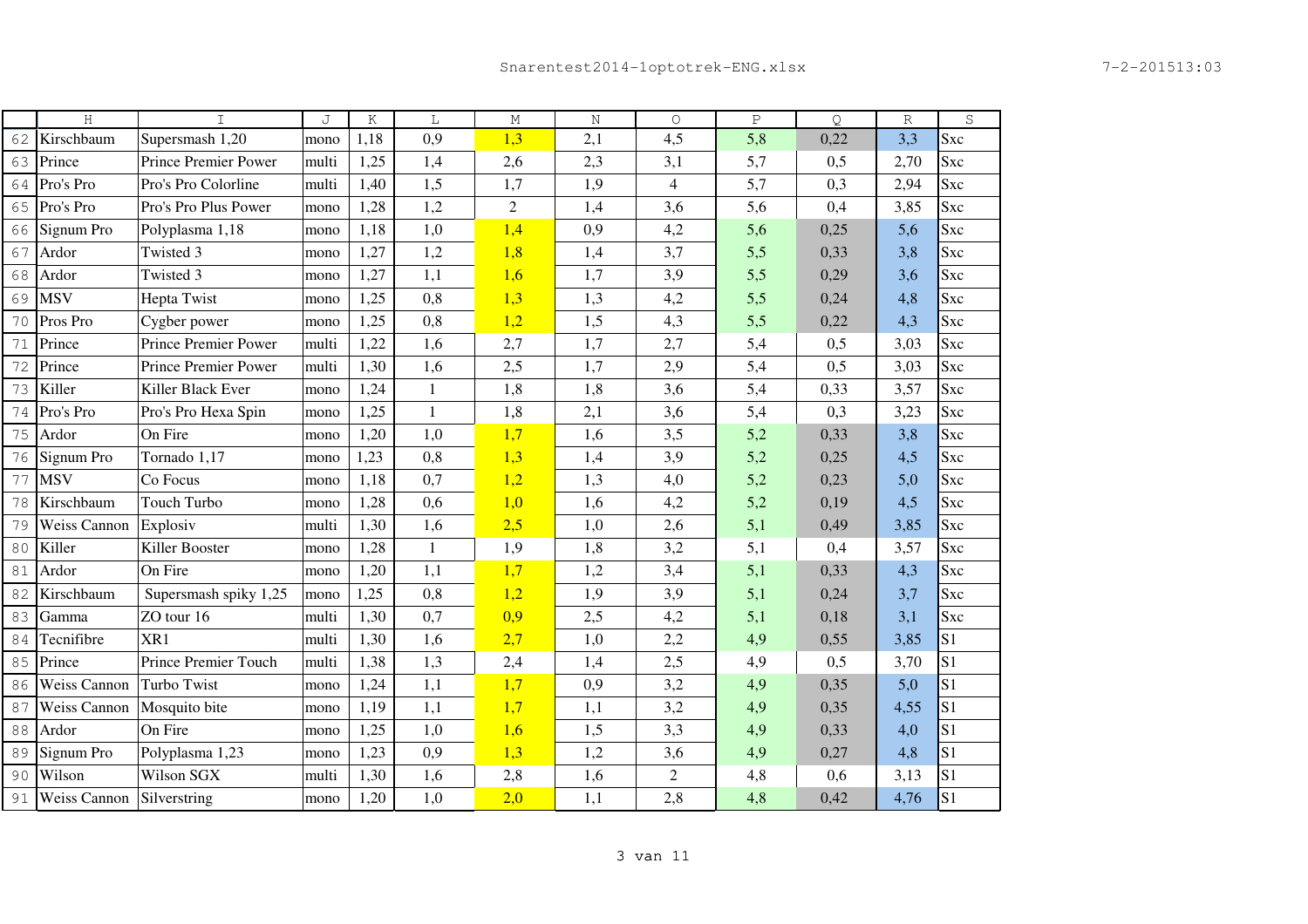| | H | I | J | K | L | M | N | O | P | Q | R | S |
|---|---|---|---|---|---|---|---|---|---|---|---|---|
| 62 | Kirschbaum | Supersmash 1,20 | mono | 1,18 | 0,9 | 1,3 | 2,1 | 4,5 | 5,8 | 0,22 | 3,3 | Sxc |
| 63 | Prince | Prince Premier Power | multi | 1,25 | 1,4 | 2,6 | 2,3 | 3,1 | 5,7 | 0,5 | 2,70 | Sxc |
| 64 | Pro's Pro | Pro's Pro Colorline | multi | 1,40 | 1,5 | 1,7 | 1,9 | 4 | 5,7 | 0,3 | 2,94 | Sxc |
| 65 | Pro's Pro | Pro's Pro Plus Power | mono | 1,28 | 1,2 | 2 | 1,4 | 3,6 | 5,6 | 0,4 | 3,85 | Sxc |
| 66 | Signum Pro | Polyplasma 1,18 | mono | 1,18 | 1,0 | 1,4 | 0,9 | 4,2 | 5,6 | 0,25 | 5,6 | Sxc |
| 67 | Ardor | Twisted 3 | mono | 1,27 | 1,2 | 1,8 | 1,4 | 3,7 | 5,5 | 0,33 | 3,8 | Sxc |
| 68 | Ardor | Twisted 3 | mono | 1,27 | 1,1 | 1,6 | 1,7 | 3,9 | 5,5 | 0,29 | 3,6 | Sxc |
| 69 | MSV | Hepta Twist | mono | 1,25 | 0,8 | 1,3 | 1,3 | 4,2 | 5,5 | 0,24 | 4,8 | Sxc |
| 70 | Pros Pro | Cygber power | mono | 1,25 | 0,8 | 1,2 | 1,5 | 4,3 | 5,5 | 0,22 | 4,3 | Sxc |
| 71 | Prince | Prince Premier Power | multi | 1,22 | 1,6 | 2,7 | 1,7 | 2,7 | 5,4 | 0,5 | 3,03 | Sxc |
| 72 | Prince | Prince Premier Power | multi | 1,30 | 1,6 | 2,5 | 1,7 | 2,9 | 5,4 | 0,5 | 3,03 | Sxc |
| 73 | Killer | Killer Black Ever | mono | 1,24 | 1 | 1,8 | 1,8 | 3,6 | 5,4 | 0,33 | 3,57 | Sxc |
| 74 | Pro's Pro | Pro's Pro Hexa Spin | mono | 1,25 | 1 | 1,8 | 2,1 | 3,6 | 5,4 | 0,3 | 3,23 | Sxc |
| 75 | Ardor | On Fire | mono | 1,20 | 1,0 | 1,7 | 1,6 | 3,5 | 5,2 | 0,33 | 3,8 | Sxc |
| 76 | Signum Pro | Tornado 1,17 | mono | 1,23 | 0,8 | 1,3 | 1,4 | 3,9 | 5,2 | 0,25 | 4,5 | Sxc |
| 77 | MSV | Co Focus | mono | 1,18 | 0,7 | 1,2 | 1,3 | 4,0 | 5,2 | 0,23 | 5,0 | Sxc |
| 78 | Kirschbaum | Touch Turbo | mono | 1,28 | 0,6 | 1,0 | 1,6 | 4,2 | 5,2 | 0,19 | 4,5 | Sxc |
| 79 | Weiss Cannon | Explosiv | multi | 1,30 | 1,6 | 2,5 | 1,0 | 2,6 | 5,1 | 0,49 | 3,85 | Sxc |
| 80 | Killer | Killer Booster | mono | 1,28 | 1 | 1,9 | 1,8 | 3,2 | 5,1 | 0,4 | 3,57 | Sxc |
| 81 | Ardor | On Fire | mono | 1,20 | 1,1 | 1,7 | 1,2 | 3,4 | 5,1 | 0,33 | 4,3 | Sxc |
| 82 | Kirschbaum | Supersmash spiky 1,25 | mono | 1,25 | 0,8 | 1,2 | 1,9 | 3,9 | 5,1 | 0,24 | 3,7 | Sxc |
| 83 | Gamma | ZO tour 16 | multi | 1,30 | 0,7 | 0,9 | 2,5 | 4,2 | 5,1 | 0,18 | 3,1 | Sxc |
| 84 | Tecnifibre | XR1 | multi | 1,30 | 1,6 | 2,7 | 1,0 | 2,2 | 4,9 | 0,55 | 3,85 | S1 |
| 85 | Prince | Prince Premier Touch | multi | 1,38 | 1,3 | 2,4 | 1,4 | 2,5 | 4,9 | 0,5 | 3,70 | S1 |
| 86 | Weiss Cannon | Turbo Twist | mono | 1,24 | 1,1 | 1,7 | 0,9 | 3,2 | 4,9 | 0,35 | 5,0 | S1 |
| 87 | Weiss Cannon | Mosquito bite | mono | 1,19 | 1,1 | 1,7 | 1,1 | 3,2 | 4,9 | 0,35 | 4,55 | S1 |
| 88 | Ardor | On Fire | mono | 1,25 | 1,0 | 1,6 | 1,5 | 3,3 | 4,9 | 0,33 | 4,0 | S1 |
| 89 | Signum Pro | Polyplasma 1,23 | mono | 1,23 | 0,9 | 1,3 | 1,2 | 3,6 | 4,9 | 0,27 | 4,8 | S1 |
| 90 | Wilson | Wilson SGX | multi | 1,30 | 1,6 | 2,8 | 1,6 | 2 | 4,8 | 0,6 | 3,13 | S1 |
| 91 | Weiss Cannon | Silverstring | mono | 1,20 | 1,0 | 2,0 | 1,1 | 2,8 | 4,8 | 0,42 | 4,76 | S1 |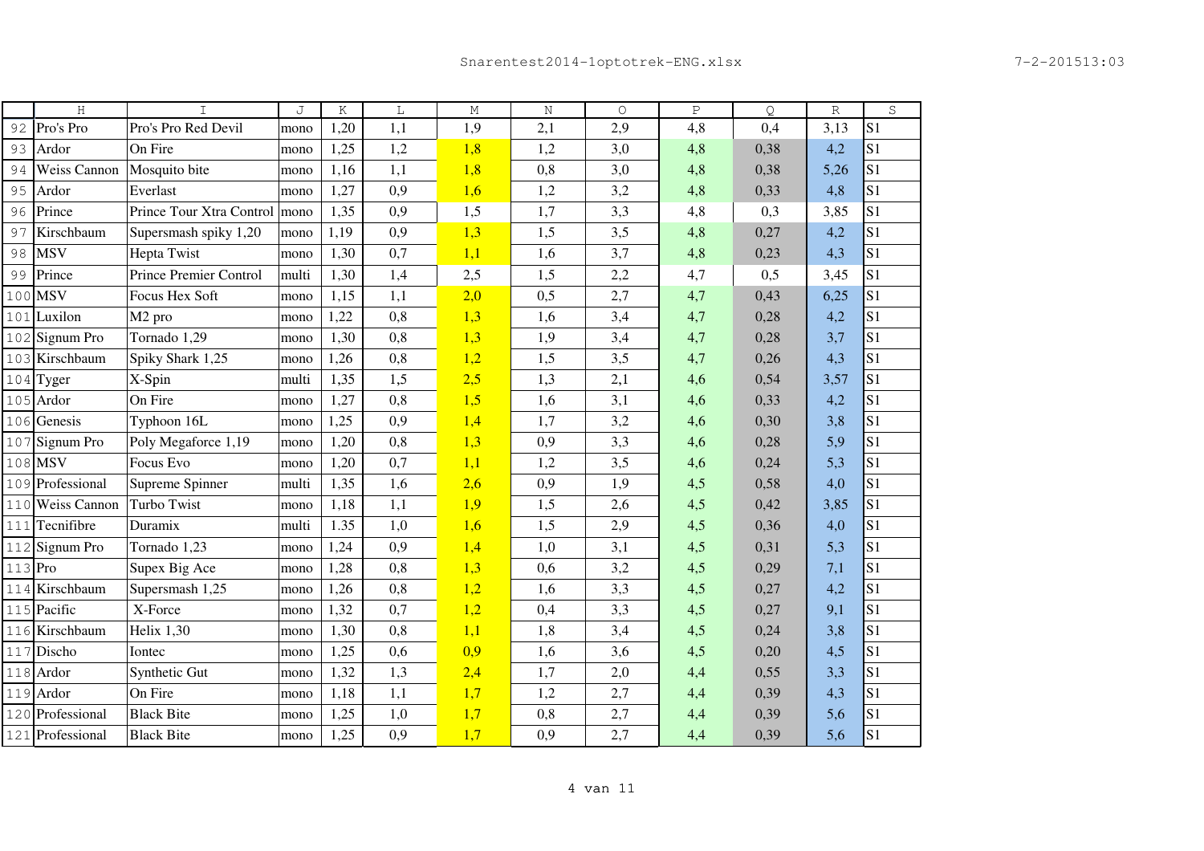| | H | I | J | K | L | M | N | O | P | Q | R | S |
|---|---|---|---|---|---|---|---|---|---|---|---|---|
| 92 | Pro's Pro | Pro's Pro Red Devil | mono | 1,20 | 1,1 | 1,9 | 2,1 | 2,9 | 4,8 | 0,4 | 3,13 | S1 |
| 93 | Ardor | On Fire | mono | 1,25 | 1,2 | 1,8 | 1,2 | 3,0 | 4,8 | 0,38 | 4,2 | S1 |
| 94 | Weiss Cannon | Mosquito bite | mono | 1,16 | 1,1 | 1,8 | 0,8 | 3,0 | 4,8 | 0,38 | 5,26 | S1 |
| 95 | Ardor | Everlast | mono | 1,27 | 0,9 | 1,6 | 1,2 | 3,2 | 4,8 | 0,33 | 4,8 | S1 |
| 96 | Prince | Prince Tour Xtra Control | mono | 1,35 | 0,9 | 1,5 | 1,7 | 3,3 | 4,8 | 0,3 | 3,85 | S1 |
| 97 | Kirschbaum | Supersmash spiky 1,20 | mono | 1,19 | 0,9 | 1,3 | 1,5 | 3,5 | 4,8 | 0,27 | 4,2 | S1 |
| 98 | MSV | Hepta Twist | mono | 1,30 | 0,7 | 1,1 | 1,6 | 3,7 | 4,8 | 0,23 | 4,3 | S1 |
| 99 | Prince | Prince Premier Control | multi | 1,30 | 1,4 | 2,5 | 1,5 | 2,2 | 4,7 | 0,5 | 3,45 | S1 |
| 100 | MSV | Focus Hex Soft | mono | 1,15 | 1,1 | 2,0 | 0,5 | 2,7 | 4,7 | 0,43 | 6,25 | S1 |
| 101 | Luxilon | M2 pro | mono | 1,22 | 0,8 | 1,3 | 1,6 | 3,4 | 4,7 | 0,28 | 4,2 | S1 |
| 102 | Signum Pro | Tornado 1,29 | mono | 1,30 | 0,8 | 1,3 | 1,9 | 3,4 | 4,7 | 0,28 | 3,7 | S1 |
| 103 | Kirschbaum | Spiky Shark 1,25 | mono | 1,26 | 0,8 | 1,2 | 1,5 | 3,5 | 4,7 | 0,26 | 4,3 | S1 |
| 104 | Tyger | X-Spin | multi | 1,35 | 1,5 | 2,5 | 1,3 | 2,1 | 4,6 | 0,54 | 3,57 | S1 |
| 105 | Ardor | On Fire | mono | 1,27 | 0,8 | 1,5 | 1,6 | 3,1 | 4,6 | 0,33 | 4,2 | S1 |
| 106 | Genesis | Typhoon 16L | mono | 1,25 | 0,9 | 1,4 | 1,7 | 3,2 | 4,6 | 0,30 | 3,8 | S1 |
| 107 | Signum Pro | Poly Megaforce 1,19 | mono | 1,20 | 0,8 | 1,3 | 0,9 | 3,3 | 4,6 | 0,28 | 5,9 | S1 |
| 108 | MSV | Focus Evo | mono | 1,20 | 0,7 | 1,1 | 1,2 | 3,5 | 4,6 | 0,24 | 5,3 | S1 |
| 109 | Professional | Supreme Spinner | multi | 1,35 | 1,6 | 2,6 | 0,9 | 1,9 | 4,5 | 0,58 | 4,0 | S1 |
| 110 | Weiss Cannon | Turbo Twist | mono | 1,18 | 1,1 | 1,9 | 1,5 | 2,6 | 4,5 | 0,42 | 3,85 | S1 |
| 111 | Tecnifibre | Duramix | multi | 1.35 | 1,0 | 1,6 | 1,5 | 2,9 | 4,5 | 0,36 | 4,0 | S1 |
| 112 | Signum Pro | Tornado 1,23 | mono | 1,24 | 0,9 | 1,4 | 1,0 | 3,1 | 4,5 | 0,31 | 5,3 | S1 |
| 113 | Pro | Supex Big Ace | mono | 1,28 | 0,8 | 1,3 | 0,6 | 3,2 | 4,5 | 0,29 | 7,1 | S1 |
| 114 | Kirschbaum | Supersmash 1,25 | mono | 1,26 | 0,8 | 1,2 | 1,6 | 3,3 | 4,5 | 0,27 | 4,2 | S1 |
| 115 | Pacific | X-Force | mono | 1,32 | 0,7 | 1,2 | 0,4 | 3,3 | 4,5 | 0,27 | 9,1 | S1 |
| 116 | Kirschbaum | Helix 1,30 | mono | 1,30 | 0,8 | 1,1 | 1,8 | 3,4 | 4,5 | 0,24 | 3,8 | S1 |
| 117 | Discho | Iontec | mono | 1,25 | 0,6 | 0,9 | 1,6 | 3,6 | 4,5 | 0,20 | 4,5 | S1 |
| 118 | Ardor | Synthetic Gut | mono | 1,32 | 1,3 | 2,4 | 1,7 | 2,0 | 4,4 | 0,55 | 3,3 | S1 |
| 119 | Ardor | On Fire | mono | 1,18 | 1,1 | 1,7 | 1,2 | 2,7 | 4,4 | 0,39 | 4,3 | S1 |
| 120 | Professional | Black Bite | mono | 1,25 | 1,0 | 1,7 | 0,8 | 2,7 | 4,4 | 0,39 | 5,6 | S1 |
| 121 | Professional | Black Bite | mono | 1,25 | 0,9 | 1,7 | 0,9 | 2,7 | 4,4 | 0,39 | 5,6 | S1 |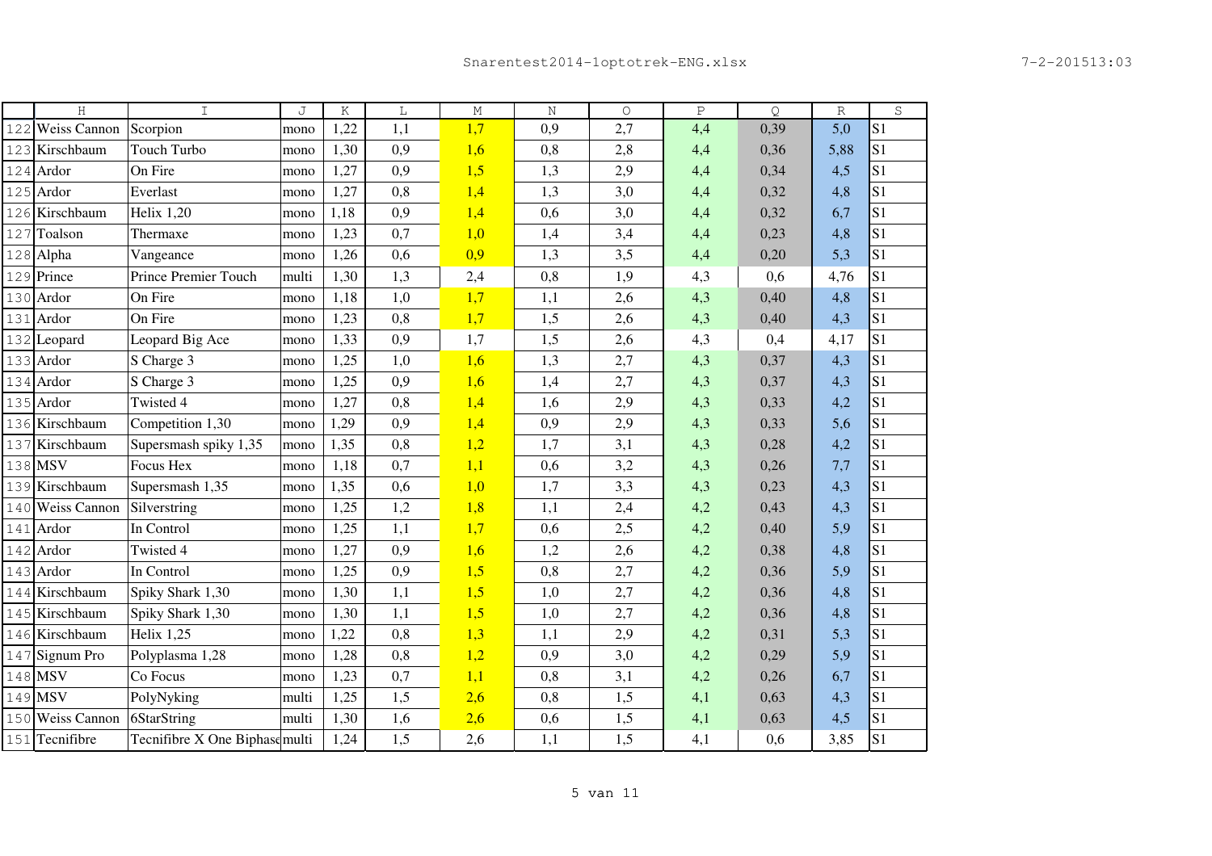| | H | I | J | K | L | M | N | O | P | Q | R | S |
|---|---|---|---|---|---|---|---|---|---|---|---|---|
| 122 | Weiss Cannon | Scorpion | mono | 1,22 | 1,1 | 1,7 | 0,9 | 2,7 | 4,4 | 0,39 | 5,0 | S1 |
| 123 | Kirschbaum | Touch Turbo | mono | 1,30 | 0,9 | 1,6 | 0,8 | 2,8 | 4,4 | 0,36 | 5,88 | S1 |
| 124 | Ardor | On Fire | mono | 1,27 | 0,9 | 1,5 | 1,3 | 2,9 | 4,4 | 0,34 | 4,5 | S1 |
| 125 | Ardor | Everlast | mono | 1,27 | 0,8 | 1,4 | 1,3 | 3,0 | 4,4 | 0,32 | 4,8 | S1 |
| 126 | Kirschbaum | Helix 1,20 | mono | 1,18 | 0,9 | 1,4 | 0,6 | 3,0 | 4,4 | 0,32 | 6,7 | S1 |
| 127 | Toalson | Thermaxe | mono | 1,23 | 0,7 | 1,0 | 1,4 | 3,4 | 4,4 | 0,23 | 4,8 | S1 |
| 128 | Alpha | Vangeance | mono | 1,26 | 0,6 | 0,9 | 1,3 | 3,5 | 4,4 | 0,20 | 5,3 | S1 |
| 129 | Prince | Prince Premier Touch | multi | 1,30 | 1,3 | 2,4 | 0,8 | 1,9 | 4,3 | 0,6 | 4,76 | S1 |
| 130 | Ardor | On Fire | mono | 1,18 | 1,0 | 1,7 | 1,1 | 2,6 | 4,3 | 0,40 | 4,8 | S1 |
| 131 | Ardor | On Fire | mono | 1,23 | 0,8 | 1,7 | 1,5 | 2,6 | 4,3 | 0,40 | 4,3 | S1 |
| 132 | Leopard | Leopard Big Ace | mono | 1,33 | 0,9 | 1,7 | 1,5 | 2,6 | 4,3 | 0,4 | 4,17 | S1 |
| 133 | Ardor | S Charge 3 | mono | 1,25 | 1,0 | 1,6 | 1,3 | 2,7 | 4,3 | 0,37 | 4,3 | S1 |
| 134 | Ardor | S Charge 3 | mono | 1,25 | 0,9 | 1,6 | 1,4 | 2,7 | 4,3 | 0,37 | 4,3 | S1 |
| 135 | Ardor | Twisted 4 | mono | 1,27 | 0,8 | 1,4 | 1,6 | 2,9 | 4,3 | 0,33 | 4,2 | S1 |
| 136 | Kirschbaum | Competition 1,30 | mono | 1,29 | 0,9 | 1,4 | 0,9 | 2,9 | 4,3 | 0,33 | 5,6 | S1 |
| 137 | Kirschbaum | Supersmash spiky 1,35 | mono | 1,35 | 0,8 | 1,2 | 1,7 | 3,1 | 4,3 | 0,28 | 4,2 | S1 |
| 138 | MSV | Focus Hex | mono | 1,18 | 0,7 | 1,1 | 0,6 | 3,2 | 4,3 | 0,26 | 7,7 | S1 |
| 139 | Kirschbaum | Supersmash 1,35 | mono | 1,35 | 0,6 | 1,0 | 1,7 | 3,3 | 4,3 | 0,23 | 4,3 | S1 |
| 140 | Weiss Cannon | Silverstring | mono | 1,25 | 1,2 | 1,8 | 1,1 | 2,4 | 4,2 | 0,43 | 4,3 | S1 |
| 141 | Ardor | In Control | mono | 1,25 | 1,1 | 1,7 | 0,6 | 2,5 | 4,2 | 0,40 | 5,9 | S1 |
| 142 | Ardor | Twisted 4 | mono | 1,27 | 0,9 | 1,6 | 1,2 | 2,6 | 4,2 | 0,38 | 4,8 | S1 |
| 143 | Ardor | In Control | mono | 1,25 | 0,9 | 1,5 | 0,8 | 2,7 | 4,2 | 0,36 | 5,9 | S1 |
| 144 | Kirschbaum | Spiky Shark 1,30 | mono | 1,30 | 1,1 | 1,5 | 1,0 | 2,7 | 4,2 | 0,36 | 4,8 | S1 |
| 145 | Kirschbaum | Spiky Shark 1,30 | mono | 1,30 | 1,1 | 1,5 | 1,0 | 2,7 | 4,2 | 0,36 | 4,8 | S1 |
| 146 | Kirschbaum | Helix 1,25 | mono | 1,22 | 0,8 | 1,3 | 1,1 | 2,9 | 4,2 | 0,31 | 5,3 | S1 |
| 147 | Signum Pro | Polyplasma 1,28 | mono | 1,28 | 0,8 | 1,2 | 0,9 | 3,0 | 4,2 | 0,29 | 5,9 | S1 |
| 148 | MSV | Co Focus | mono | 1,23 | 0,7 | 1,1 | 0,8 | 3,1 | 4,2 | 0,26 | 6,7 | S1 |
| 149 | MSV | PolyNyking | multi | 1,25 | 1,5 | 2,6 | 0,8 | 1,5 | 4,1 | 0,63 | 4,3 | S1 |
| 150 | Weiss Cannon | 6StarString | multi | 1,30 | 1,6 | 2,6 | 0,6 | 1,5 | 4,1 | 0,63 | 4,5 | S1 |
| 151 | Tecnifibre | Tecnifibre X One Biphase | multi | 1,24 | 1,5 | 2,6 | 1,1 | 1,5 | 4,1 | 0,6 | 3,85 | S1 |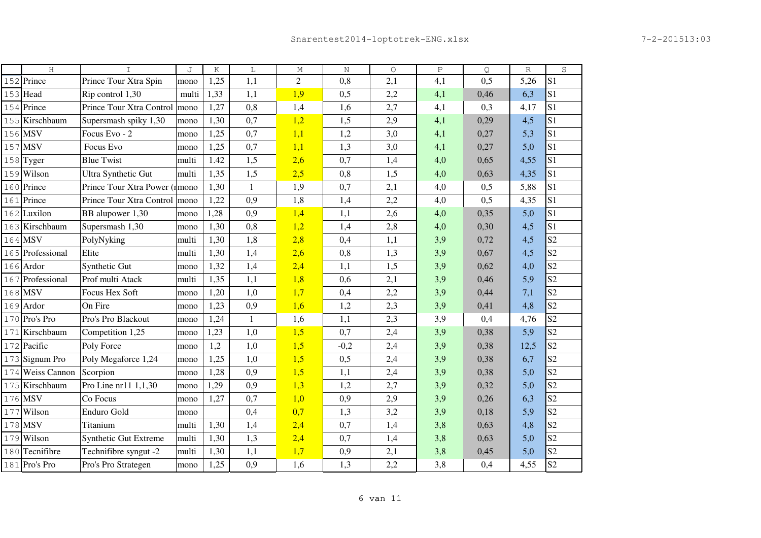| | H | I | J | K | L | M | N | O | P | Q | R | S |
|---|---|---|---|---|---|---|---|---|---|---|---|---|
| 152 | Prince | Prince Tour Xtra Spin | mono | 1,25 | 1,1 | 2 | 0,8 | 2,1 | 4,1 | 0,5 | 5,26 | S1 |
| 153 | Head | Rip control 1,30 | multi | 1,33 | 1,1 | 1,9 | 0,5 | 2,2 | 4,1 | 0,46 | 6,3 | S1 |
| 154 | Prince | Prince Tour Xtra Control | mono | 1,27 | 0,8 | 1,4 | 1,6 | 2,7 | 4,1 | 0,3 | 4,17 | S1 |
| 155 | Kirschbaum | Supersmash spiky 1,30 | mono | 1,30 | 0,7 | 1,2 | 1,5 | 2,9 | 4,1 | 0,29 | 4,5 | S1 |
| 156 | MSV | Focus Evo - 2 | mono | 1,25 | 0,7 | 1,1 | 1,2 | 3,0 | 4,1 | 0,27 | 5,3 | S1 |
| 157 | MSV | Focus Evo | mono | 1,25 | 0,7 | 1,1 | 1,3 | 3,0 | 4,1 | 0,27 | 5,0 | S1 |
| 158 | Tyger | Blue Twist | multi | 1.42 | 1,5 | 2,6 | 0,7 | 1,4 | 4,0 | 0,65 | 4,55 | S1 |
| 159 | Wilson | Ultra Synthetic Gut | multi | 1,35 | 1,5 | 2,5 | 0,8 | 1,5 | 4,0 | 0,63 | 4,35 | S1 |
| 160 | Prince | Prince Tour Xtra Power (1 | mono | 1,30 | 1 | 1,9 | 0,7 | 2,1 | 4,0 | 0,5 | 5,88 | S1 |
| 161 | Prince | Prince Tour Xtra Control | mono | 1,22 | 0,9 | 1,8 | 1,4 | 2,2 | 4,0 | 0,5 | 4,35 | S1 |
| 162 | Luxilon | BB alupower 1,30 | mono | 1,28 | 0,9 | 1,4 | 1,1 | 2,6 | 4,0 | 0,35 | 5,0 | S1 |
| 163 | Kirschbaum | Supersmash 1,30 | mono | 1,30 | 0,8 | 1,2 | 1,4 | 2,8 | 4,0 | 0,30 | 4,5 | S1 |
| 164 | MSV | PolyNyking | multi | 1,30 | 1,8 | 2,8 | 0,4 | 1,1 | 3,9 | 0,72 | 4,5 | S2 |
| 165 | Professional | Elite | multi | 1,30 | 1,4 | 2,6 | 0,8 | 1,3 | 3,9 | 0,67 | 4,5 | S2 |
| 166 | Ardor | Synthetic Gut | mono | 1,32 | 1,4 | 2,4 | 1,1 | 1,5 | 3,9 | 0,62 | 4,0 | S2 |
| 167 | Professional | Prof multi Atack | multi | 1,35 | 1,1 | 1,8 | 0,6 | 2,1 | 3,9 | 0,46 | 5,9 | S2 |
| 168 | MSV | Focus Hex Soft | mono | 1,20 | 1,0 | 1,7 | 0,4 | 2,2 | 3,9 | 0,44 | 7,1 | S2 |
| 169 | Ardor | On Fire | mono | 1,23 | 0,9 | 1,6 | 1,2 | 2,3 | 3,9 | 0,41 | 4,8 | S2 |
| 170 | Pro's Pro | Pro's Pro Blackout | mono | 1,24 | 1 | 1,6 | 1,1 | 2,3 | 3,9 | 0,4 | 4,76 | S2 |
| 171 | Kirschbaum | Competition 1,25 | mono | 1,23 | 1,0 | 1,5 | 0,7 | 2,4 | 3,9 | 0,38 | 5,9 | S2 |
| 172 | Pacific | Poly Force | mono | 1,2 | 1,0 | 1,5 | -0,2 | 2,4 | 3,9 | 0,38 | 12,5 | S2 |
| 173 | Signum Pro | Poly Megaforce 1,24 | mono | 1,25 | 1,0 | 1,5 | 0,5 | 2,4 | 3,9 | 0,38 | 6,7 | S2 |
| 174 | Weiss Cannon | Scorpion | mono | 1,28 | 0,9 | 1,5 | 1,1 | 2,4 | 3,9 | 0,38 | 5,0 | S2 |
| 175 | Kirschbaum | Pro Line nr11 1,1,30 | mono | 1,29 | 0,9 | 1,3 | 1,2 | 2,7 | 3,9 | 0,32 | 5,0 | S2 |
| 176 | MSV | Co Focus | mono | 1,27 | 0,7 | 1,0 | 0,9 | 2,9 | 3,9 | 0,26 | 6,3 | S2 |
| 177 | Wilson | Enduro Gold | mono | | 0,4 | 0,7 | 1,3 | 3,2 | 3,9 | 0,18 | 5,9 | S2 |
| 178 | MSV | Titanium | multi | 1,30 | 1,4 | 2,4 | 0,7 | 1,4 | 3,8 | 0,63 | 4,8 | S2 |
| 179 | Wilson | Synthetic Gut Extreme | multi | 1,30 | 1,3 | 2,4 | 0,7 | 1,4 | 3,8 | 0,63 | 5,0 | S2 |
| 180 | Tecnifibre | Technifibre syngut -2 | multi | 1,30 | 1,1 | 1,7 | 0,9 | 2,1 | 3,8 | 0,45 | 5,0 | S2 |
| 181 | Pro's Pro | Pro's Pro Strategen | mono | 1,25 | 0,9 | 1,6 | 1,3 | 2,2 | 3,8 | 0,4 | 4,55 | S2 |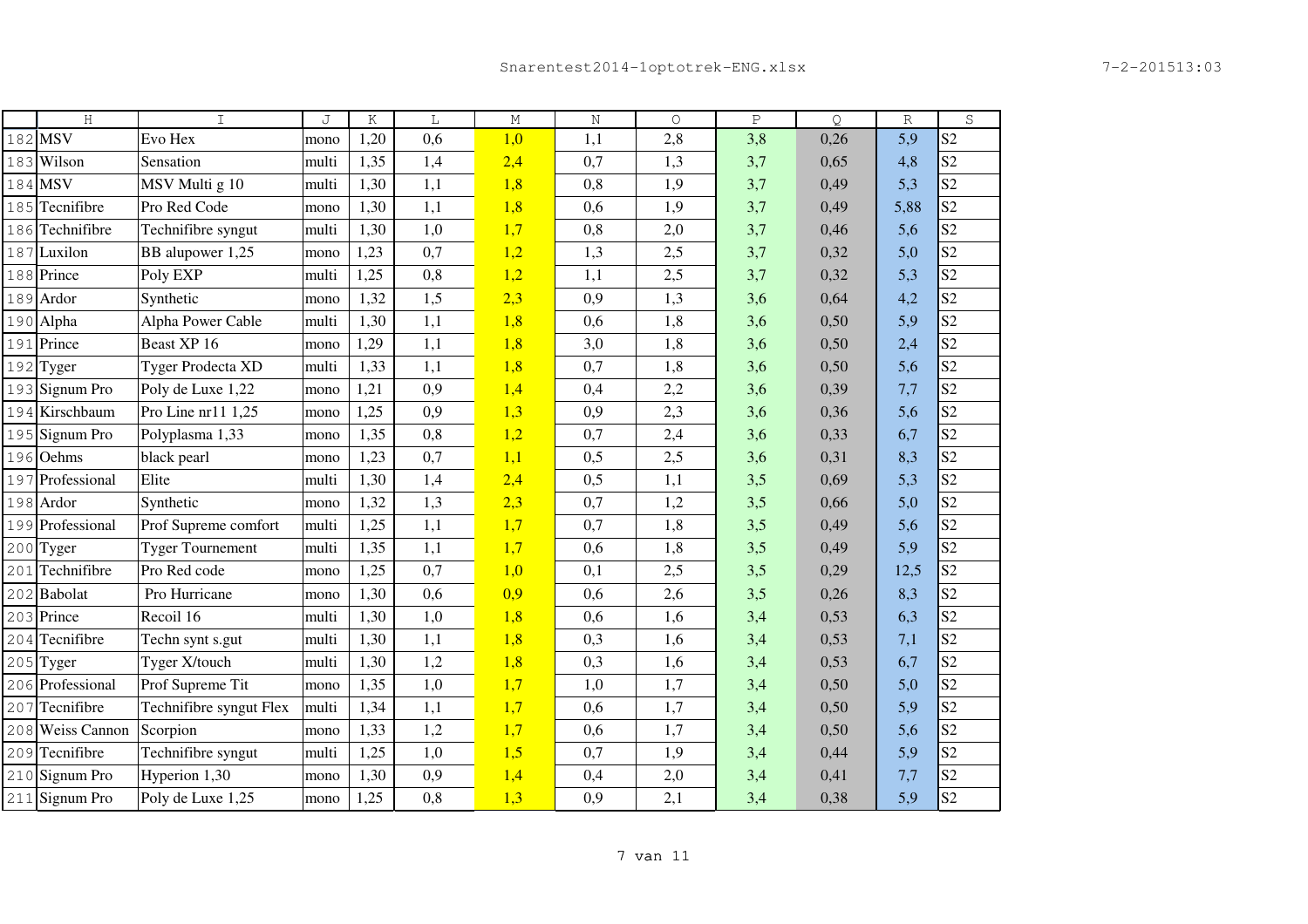| | H | I | J | K | L | M | N | O | P | Q | R | S |
|---|---|---|---|---|---|---|---|---|---|---|---|---|
| 182 | MSV | Evo Hex | mono | 1,20 | 0,6 | 1,0 | 1,1 | 2,8 | 3,8 | 0,26 | 5,9 | S2 |
| 183 | Wilson | Sensation | multi | 1,35 | 1,4 | 2,4 | 0,7 | 1,3 | 3,7 | 0,65 | 4,8 | S2 |
| 184 | MSV | MSV Multi g 10 | multi | 1,30 | 1,1 | 1,8 | 0,8 | 1,9 | 3,7 | 0,49 | 5,3 | S2 |
| 185 | Tecnifibre | Pro Red Code | mono | 1,30 | 1,1 | 1,8 | 0,6 | 1,9 | 3,7 | 0,49 | 5,88 | S2 |
| 186 | Technifibre | Technifibre syngut | multi | 1,30 | 1,0 | 1,7 | 0,8 | 2,0 | 3,7 | 0,46 | 5,6 | S2 |
| 187 | Luxilon | BB alupower 1,25 | mono | 1,23 | 0,7 | 1,2 | 1,3 | 2,5 | 3,7 | 0,32 | 5,0 | S2 |
| 188 | Prince | Poly EXP | multi | 1,25 | 0,8 | 1,2 | 1,1 | 2,5 | 3,7 | 0,32 | 5,3 | S2 |
| 189 | Ardor | Synthetic | mono | 1,32 | 1,5 | 2,3 | 0,9 | 1,3 | 3,6 | 0,64 | 4,2 | S2 |
| 190 | Alpha | Alpha Power Cable | multi | 1,30 | 1,1 | 1,8 | 0,6 | 1,8 | 3,6 | 0,50 | 5,9 | S2 |
| 191 | Prince | Beast XP 16 | mono | 1,29 | 1,1 | 1,8 | 3,0 | 1,8 | 3,6 | 0,50 | 2,4 | S2 |
| 192 | Tyger | Tyger Prodecta XD | multi | 1,33 | 1,1 | 1,8 | 0,7 | 1,8 | 3,6 | 0,50 | 5,6 | S2 |
| 193 | Signum Pro | Poly de Luxe 1,22 | mono | 1,21 | 0,9 | 1,4 | 0,4 | 2,2 | 3,6 | 0,39 | 7,7 | S2 |
| 194 | Kirschbaum | Pro Line nr11 1,25 | mono | 1,25 | 0,9 | 1,3 | 0,9 | 2,3 | 3,6 | 0,36 | 5,6 | S2 |
| 195 | Signum Pro | Polyplasma 1,33 | mono | 1,35 | 0,8 | 1,2 | 0,7 | 2,4 | 3,6 | 0,33 | 6,7 | S2 |
| 196 | Oehms | black pearl | mono | 1,23 | 0,7 | 1,1 | 0,5 | 2,5 | 3,6 | 0,31 | 8,3 | S2 |
| 197 | Professional | Elite | multi | 1,30 | 1,4 | 2,4 | 0,5 | 1,1 | 3,5 | 0,69 | 5,3 | S2 |
| 198 | Ardor | Synthetic | mono | 1,32 | 1,3 | 2,3 | 0,7 | 1,2 | 3,5 | 0,66 | 5,0 | S2 |
| 199 | Professional | Prof Supreme comfort | multi | 1,25 | 1,1 | 1,7 | 0,7 | 1,8 | 3,5 | 0,49 | 5,6 | S2 |
| 200 | Tyger | Tyger Tournement | multi | 1,35 | 1,1 | 1,7 | 0,6 | 1,8 | 3,5 | 0,49 | 5,9 | S2 |
| 201 | Technifibre | Pro Red code | mono | 1,25 | 0,7 | 1,0 | 0,1 | 2,5 | 3,5 | 0,29 | 12,5 | S2 |
| 202 | Babolat | Pro Hurricane | mono | 1,30 | 0,6 | 0,9 | 0,6 | 2,6 | 3,5 | 0,26 | 8,3 | S2 |
| 203 | Prince | Recoil 16 | multi | 1,30 | 1,0 | 1,8 | 0,6 | 1,6 | 3,4 | 0,53 | 6,3 | S2 |
| 204 | Tecnifibre | Techn synt s.gut | multi | 1,30 | 1,1 | 1,8 | 0,3 | 1,6 | 3,4 | 0,53 | 7,1 | S2 |
| 205 | Tyger | Tyger X/touch | multi | 1,30 | 1,2 | 1,8 | 0,3 | 1,6 | 3,4 | 0,53 | 6,7 | S2 |
| 206 | Professional | Prof Supreme Tit | mono | 1,35 | 1,0 | 1,7 | 1,0 | 1,7 | 3,4 | 0,50 | 5,0 | S2 |
| 207 | Tecnifibre | Technifibre syngut Flex | multi | 1,34 | 1,1 | 1,7 | 0,6 | 1,7 | 3,4 | 0,50 | 5,9 | S2 |
| 208 | Weiss Cannon | Scorpion | mono | 1,33 | 1,2 | 1,7 | 0,6 | 1,7 | 3,4 | 0,50 | 5,6 | S2 |
| 209 | Tecnifibre | Technifibre syngut | multi | 1,25 | 1,0 | 1,5 | 0,7 | 1,9 | 3,4 | 0,44 | 5,9 | S2 |
| 210 | Signum Pro | Hyperion 1,30 | mono | 1,30 | 0,9 | 1,4 | 0,4 | 2,0 | 3,4 | 0,41 | 7,7 | S2 |
| 211 | Signum Pro | Poly de Luxe 1,25 | mono | 1,25 | 0,8 | 1,3 | 0,9 | 2,1 | 3,4 | 0,38 | 5,9 | S2 |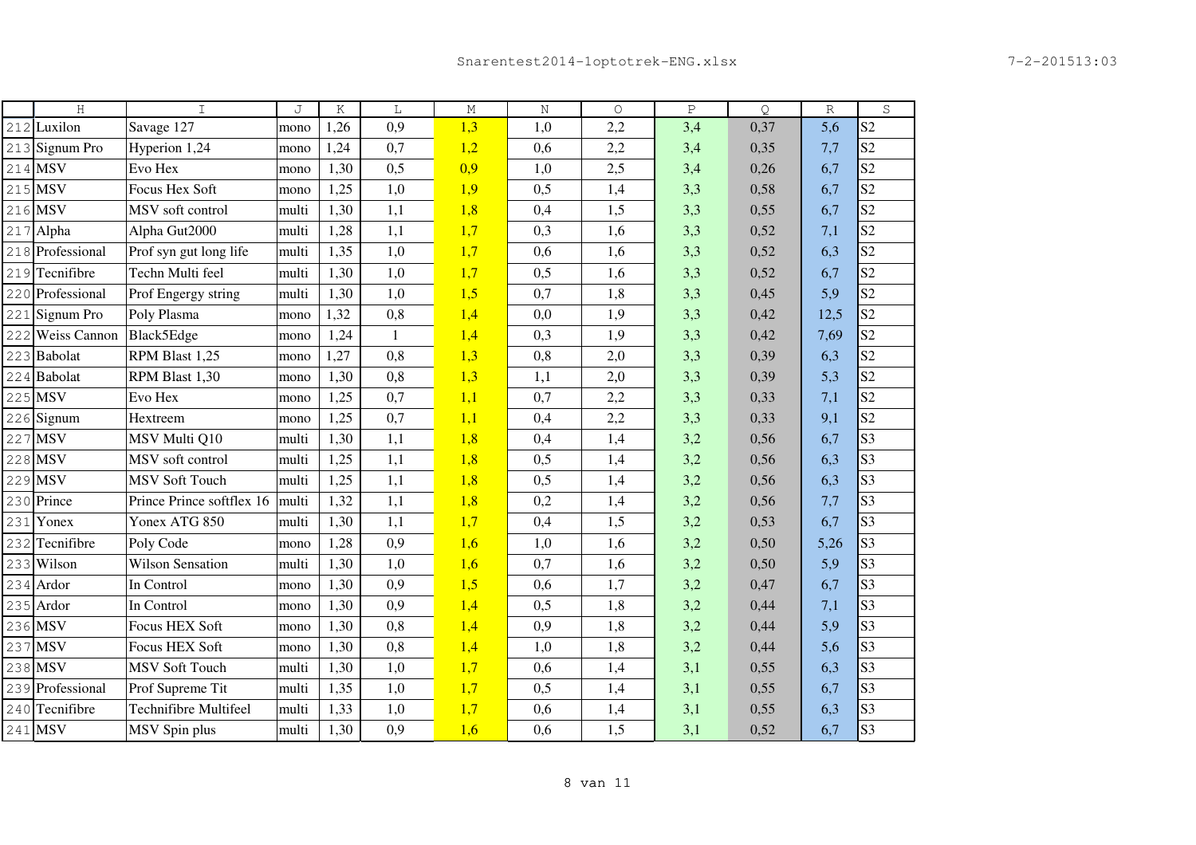| | H | I | J | K | L | M | N | O | P | Q | R | S |
|---|---|---|---|---|---|---|---|---|---|---|---|---|
| 212 | Luxilon | Savage 127 | mono | 1,26 | 0,9 | 1,3 | 1,0 | 2,2 | 3,4 | 0,37 | 5,6 | S2 |
| 213 | Signum Pro | Hyperion 1,24 | mono | 1,24 | 0,7 | 1,2 | 0,6 | 2,2 | 3,4 | 0,35 | 7,7 | S2 |
| 214 | MSV | Evo Hex | mono | 1,30 | 0,5 | 0,9 | 1,0 | 2,5 | 3,4 | 0,26 | 6,7 | S2 |
| 215 | MSV | Focus Hex Soft | mono | 1,25 | 1,0 | 1,9 | 0,5 | 1,4 | 3,3 | 0,58 | 6,7 | S2 |
| 216 | MSV | MSV soft control | multi | 1,30 | 1,1 | 1,8 | 0,4 | 1,5 | 3,3 | 0,55 | 6,7 | S2 |
| 217 | Alpha | Alpha Gut2000 | multi | 1,28 | 1,1 | 1,7 | 0,3 | 1,6 | 3,3 | 0,52 | 7,1 | S2 |
| 218 | Professional | Prof syn gut long life | multi | 1,35 | 1,0 | 1,7 | 0,6 | 1,6 | 3,3 | 0,52 | 6,3 | S2 |
| 219 | Tecnifibre | Techn Multi feel | multi | 1,30 | 1,0 | 1,7 | 0,5 | 1,6 | 3,3 | 0,52 | 6,7 | S2 |
| 220 | Professional | Prof Engergy string | multi | 1,30 | 1,0 | 1,5 | 0,7 | 1,8 | 3,3 | 0,45 | 5,9 | S2 |
| 221 | Signum Pro | Poly Plasma | mono | 1,32 | 0,8 | 1,4 | 0,0 | 1,9 | 3,3 | 0,42 | 12,5 | S2 |
| 222 | Weiss Cannon | Black5Edge | mono | 1,24 | 1 | 1,4 | 0,3 | 1,9 | 3,3 | 0,42 | 7,69 | S2 |
| 223 | Babolat | RPM Blast 1,25 | mono | 1,27 | 0,8 | 1,3 | 0,8 | 2,0 | 3,3 | 0,39 | 6,3 | S2 |
| 224 | Babolat | RPM Blast 1,30 | mono | 1,30 | 0,8 | 1,3 | 1,1 | 2,0 | 3,3 | 0,39 | 5,3 | S2 |
| 225 | MSV | Evo Hex | mono | 1,25 | 0,7 | 1,1 | 0,7 | 2,2 | 3,3 | 0,33 | 7,1 | S2 |
| 226 | Signum | Hextreem | mono | 1,25 | 0,7 | 1,1 | 0,4 | 2,2 | 3,3 | 0,33 | 9,1 | S2 |
| 227 | MSV | MSV Multi Q10 | multi | 1,30 | 1,1 | 1,8 | 0,4 | 1,4 | 3,2 | 0,56 | 6,7 | S3 |
| 228 | MSV | MSV soft control | multi | 1,25 | 1,1 | 1,8 | 0,5 | 1,4 | 3,2 | 0,56 | 6,3 | S3 |
| 229 | MSV | MSV Soft Touch | multi | 1,25 | 1,1 | 1,8 | 0,5 | 1,4 | 3,2 | 0,56 | 6,3 | S3 |
| 230 | Prince | Prince Prince softflex 16 | multi | 1,32 | 1,1 | 1,8 | 0,2 | 1,4 | 3,2 | 0,56 | 7,7 | S3 |
| 231 | Yonex | Yonex ATG 850 | multi | 1,30 | 1,1 | 1,7 | 0,4 | 1,5 | 3,2 | 0,53 | 6,7 | S3 |
| 232 | Tecnifibre | Poly Code | mono | 1,28 | 0,9 | 1,6 | 1,0 | 1,6 | 3,2 | 0,50 | 5,26 | S3 |
| 233 | Wilson | Wilson Sensation | multi | 1,30 | 1,0 | 1,6 | 0,7 | 1,6 | 3,2 | 0,50 | 5,9 | S3 |
| 234 | Ardor | In Control | mono | 1,30 | 0,9 | 1,5 | 0,6 | 1,7 | 3,2 | 0,47 | 6,7 | S3 |
| 235 | Ardor | In Control | mono | 1,30 | 0,9 | 1,4 | 0,5 | 1,8 | 3,2 | 0,44 | 7,1 | S3 |
| 236 | MSV | Focus HEX Soft | mono | 1,30 | 0,8 | 1,4 | 0,9 | 1,8 | 3,2 | 0,44 | 5,9 | S3 |
| 237 | MSV | Focus HEX Soft | mono | 1,30 | 0,8 | 1,4 | 1,0 | 1,8 | 3,2 | 0,44 | 5,6 | S3 |
| 238 | MSV | MSV Soft Touch | multi | 1,30 | 1,0 | 1,7 | 0,6 | 1,4 | 3,1 | 0,55 | 6,3 | S3 |
| 239 | Professional | Prof Supreme Tit | multi | 1,35 | 1,0 | 1,7 | 0,5 | 1,4 | 3,1 | 0,55 | 6,7 | S3 |
| 240 | Tecnifibre | Technifibre Multifeel | multi | 1,33 | 1,0 | 1,7 | 0,6 | 1,4 | 3,1 | 0,55 | 6,3 | S3 |
| 241 | MSV | MSV Spin plus | multi | 1,30 | 0,9 | 1,6 | 0,6 | 1,5 | 3,1 | 0,52 | 6,7 | S3 |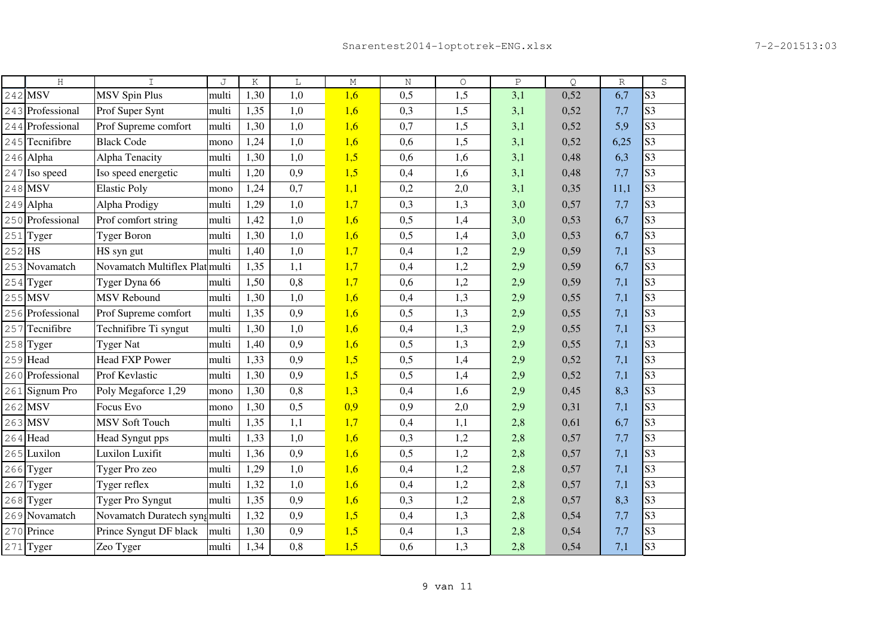| | H | I | J | K | L | M | N | O | P | Q | R | S |
|---|---|---|---|---|---|---|---|---|---|---|---|---|
| 242 | MSV | MSV Spin Plus | multi | 1,30 | 1,0 | 1,6 | 0,5 | 1,5 | 3,1 | 0,52 | 6,7 | S3 |
| 243 | Professional | Prof Super Synt | multi | 1,35 | 1,0 | 1,6 | 0,3 | 1,5 | 3,1 | 0,52 | 7,7 | S3 |
| 244 | Professional | Prof Supreme comfort | multi | 1,30 | 1,0 | 1,6 | 0,7 | 1,5 | 3,1 | 0,52 | 5,9 | S3 |
| 245 | Tecnifibre | Black Code | mono | 1,24 | 1,0 | 1,6 | 0,6 | 1,5 | 3,1 | 0,52 | 6,25 | S3 |
| 246 | Alpha | Alpha Tenacity | multi | 1,30 | 1,0 | 1,5 | 0,6 | 1,6 | 3,1 | 0,48 | 6,3 | S3 |
| 247 | Iso speed | Iso speed energetic | multi | 1,20 | 0,9 | 1,5 | 0,4 | 1,6 | 3,1 | 0,48 | 7,7 | S3 |
| 248 | MSV | Elastic Poly | mono | 1,24 | 0,7 | 1,1 | 0,2 | 2,0 | 3,1 | 0,35 | 11,1 | S3 |
| 249 | Alpha | Alpha Prodigy | multi | 1,29 | 1,0 | 1,7 | 0,3 | 1,3 | 3,0 | 0,57 | 7,7 | S3 |
| 250 | Professional | Prof comfort string | multi | 1,42 | 1,0 | 1,6 | 0,5 | 1,4 | 3,0 | 0,53 | 6,7 | S3 |
| 251 | Tyger | Tyger Boron | multi | 1,30 | 1,0 | 1,6 | 0,5 | 1,4 | 3,0 | 0,53 | 6,7 | S3 |
| 252 | HS | HS syn gut | multi | 1,40 | 1,0 | 1,7 | 0,4 | 1,2 | 2,9 | 0,59 | 7,1 | S3 |
| 253 | Novamatch | Novamatch Multiflex Plat | multi | 1,35 | 1,1 | 1,7 | 0,4 | 1,2 | 2,9 | 0,59 | 6,7 | S3 |
| 254 | Tyger | Tyger Dyna 66 | multi | 1,50 | 0,8 | 1,7 | 0,6 | 1,2 | 2,9 | 0,59 | 7,1 | S3 |
| 255 | MSV | MSV Rebound | multi | 1,30 | 1,0 | 1,6 | 0,4 | 1,3 | 2,9 | 0,55 | 7,1 | S3 |
| 256 | Professional | Prof Supreme comfort | multi | 1,35 | 0,9 | 1,6 | 0,5 | 1,3 | 2,9 | 0,55 | 7,1 | S3 |
| 257 | Tecnifibre | Technifibre Ti syngut | multi | 1,30 | 1,0 | 1,6 | 0,4 | 1,3 | 2,9 | 0,55 | 7,1 | S3 |
| 258 | Tyger | Tyger Nat | multi | 1,40 | 0,9 | 1,6 | 0,5 | 1,3 | 2,9 | 0,55 | 7,1 | S3 |
| 259 | Head | Head FXP Power | multi | 1,33 | 0,9 | 1,5 | 0,5 | 1,4 | 2,9 | 0,52 | 7,1 | S3 |
| 260 | Professional | Prof Kevlastic | multi | 1,30 | 0,9 | 1,5 | 0,5 | 1,4 | 2,9 | 0,52 | 7,1 | S3 |
| 261 | Signum Pro | Poly Megaforce 1,29 | mono | 1,30 | 0,8 | 1,3 | 0,4 | 1,6 | 2,9 | 0,45 | 8,3 | S3 |
| 262 | MSV | Focus Evo | mono | 1,30 | 0,5 | 0,9 | 0,9 | 2,0 | 2,9 | 0,31 | 7,1 | S3 |
| 263 | MSV | MSV Soft Touch | multi | 1,35 | 1,1 | 1,7 | 0,4 | 1,1 | 2,8 | 0,61 | 6,7 | S3 |
| 264 | Head | Head Syngut pps | multi | 1,33 | 1,0 | 1,6 | 0,3 | 1,2 | 2,8 | 0,57 | 7,7 | S3 |
| 265 | Luxilon | Luxilon Luxifit | multi | 1,36 | 0,9 | 1,6 | 0,5 | 1,2 | 2,8 | 0,57 | 7,1 | S3 |
| 266 | Tyger | Tyger Pro zeo | multi | 1,29 | 1,0 | 1,6 | 0,4 | 1,2 | 2,8 | 0,57 | 7,1 | S3 |
| 267 | Tyger | Tyger reflex | multi | 1,32 | 1,0 | 1,6 | 0,4 | 1,2 | 2,8 | 0,57 | 7,1 | S3 |
| 268 | Tyger | Tyger Pro Syngut | multi | 1,35 | 0,9 | 1,6 | 0,3 | 1,2 | 2,8 | 0,57 | 8,3 | S3 |
| 269 | Novamatch | Novamatch Duratech syng | multi | 1,32 | 0,9 | 1,5 | 0,4 | 1,3 | 2,8 | 0,54 | 7,7 | S3 |
| 270 | Prince | Prince Syngut DF black | multi | 1,30 | 0,9 | 1,5 | 0,4 | 1,3 | 2,8 | 0,54 | 7,7 | S3 |
| 271 | Tyger | Zeo Tyger | multi | 1,34 | 0,8 | 1,5 | 0,6 | 1,3 | 2,8 | 0,54 | 7,1 | S3 |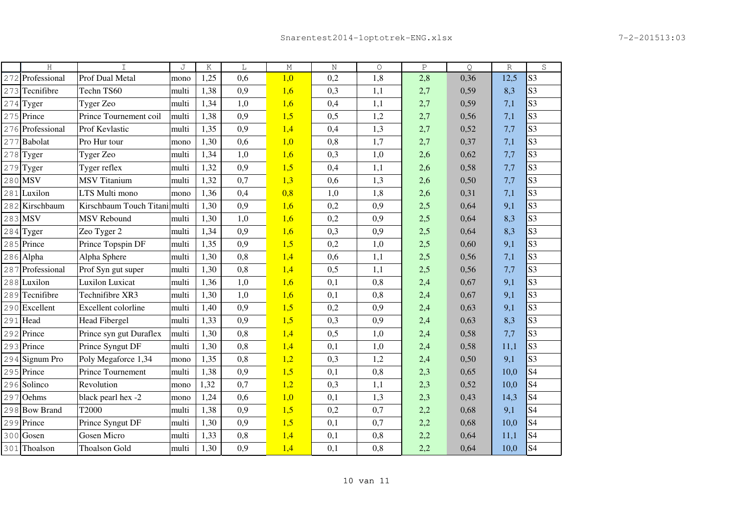| | H | I | J | K | L | M | N | O | P | Q | R | S |
|---|---|---|---|---|---|---|---|---|---|---|---|---|
| 272 | Professional | Prof Dual Metal | mono | 1,25 | 0,6 | 1,0 | 0,2 | 1,8 | 2,8 | 0,36 | 12,5 | S3 |
| 273 | Tecnifibre | Techn TS60 | multi | 1,38 | 0,9 | 1,6 | 0,3 | 1,1 | 2,7 | 0,59 | 8,3 | S3 |
| 274 | Tyger | Tyger Zeo | multi | 1,34 | 1,0 | 1,6 | 0,4 | 1,1 | 2,7 | 0,59 | 7,1 | S3 |
| 275 | Prince | Prince Tournement coil | multi | 1,38 | 0,9 | 1,5 | 0,5 | 1,2 | 2,7 | 0,56 | 7,1 | S3 |
| 276 | Professional | Prof Kevlastic | multi | 1,35 | 0,9 | 1,4 | 0,4 | 1,3 | 2,7 | 0,52 | 7,7 | S3 |
| 277 | Babolat | Pro Hur tour | mono | 1,30 | 0,6 | 1,0 | 0,8 | 1,7 | 2,7 | 0,37 | 7,1 | S3 |
| 278 | Tyger | Tyger Zeo | multi | 1,34 | 1,0 | 1,6 | 0,3 | 1,0 | 2,6 | 0,62 | 7,7 | S3 |
| 279 | Tyger | Tyger reflex | multi | 1,32 | 0,9 | 1,5 | 0,4 | 1,1 | 2,6 | 0,58 | 7,7 | S3 |
| 280 | MSV | MSV Titanium | multi | 1,32 | 0,7 | 1,3 | 0,6 | 1,3 | 2,6 | 0,50 | 7,7 | S3 |
| 281 | Luxilon | LTS Multi mono | mono | 1,36 | 0,4 | 0,8 | 1,0 | 1,8 | 2,6 | 0,31 | 7,1 | S3 |
| 282 | Kirschbaum | Kirschbaum Touch Titani | multi | 1,30 | 0,9 | 1,6 | 0,2 | 0,9 | 2,5 | 0,64 | 9,1 | S3 |
| 283 | MSV | MSV Rebound | multi | 1,30 | 1,0 | 1,6 | 0,2 | 0,9 | 2,5 | 0,64 | 8,3 | S3 |
| 284 | Tyger | Zeo Tyger 2 | multi | 1,34 | 0,9 | 1,6 | 0,3 | 0,9 | 2,5 | 0,64 | 8,3 | S3 |
| 285 | Prince | Prince Topspin DF | multi | 1,35 | 0,9 | 1,5 | 0,2 | 1,0 | 2,5 | 0,60 | 9,1 | S3 |
| 286 | Alpha | Alpha Sphere | multi | 1,30 | 0,8 | 1,4 | 0,6 | 1,1 | 2,5 | 0,56 | 7,1 | S3 |
| 287 | Professional | Prof Syn gut super | multi | 1,30 | 0,8 | 1,4 | 0,5 | 1,1 | 2,5 | 0,56 | 7,7 | S3 |
| 288 | Luxilon | Luxilon Luxicat | multi | 1,36 | 1,0 | 1,6 | 0,1 | 0,8 | 2,4 | 0,67 | 9,1 | S3 |
| 289 | Tecnifibre | Technifibre XR3 | multi | 1,30 | 1,0 | 1,6 | 0,1 | 0,8 | 2,4 | 0,67 | 9,1 | S3 |
| 290 | Excellent | Excellent colorline | multi | 1,40 | 0,9 | 1,5 | 0,2 | 0,9 | 2,4 | 0,63 | 9,1 | S3 |
| 291 | Head | Head Fibergel | multi | 1,33 | 0,9 | 1,5 | 0,3 | 0,9 | 2,4 | 0,63 | 8,3 | S3 |
| 292 | Prince | Prince syn gut Duraflex | multi | 1,30 | 0,8 | 1,4 | 0,5 | 1,0 | 2,4 | 0,58 | 7,7 | S3 |
| 293 | Prince | Prince Syngut DF | multi | 1,30 | 0,8 | 1,4 | 0,1 | 1,0 | 2,4 | 0,58 | 11,1 | S3 |
| 294 | Signum Pro | Poly Megaforce 1,34 | mono | 1,35 | 0,8 | 1,2 | 0,3 | 1,2 | 2,4 | 0,50 | 9,1 | S3 |
| 295 | Prince | Prince Tournement | multi | 1,38 | 0,9 | 1,5 | 0,1 | 0,8 | 2,3 | 0,65 | 10,0 | S4 |
| 296 | Solinco | Revolution | mono | 1,32 | 0,7 | 1,2 | 0,3 | 1,1 | 2,3 | 0,52 | 10,0 | S4 |
| 297 | Oehms | black pearl hex -2 | mono | 1,24 | 0,6 | 1,0 | 0,1 | 1,3 | 2,3 | 0,43 | 14,3 | S4 |
| 298 | Bow Brand | T2000 | multi | 1,38 | 0,9 | 1,5 | 0,2 | 0,7 | 2,2 | 0,68 | 9,1 | S4 |
| 299 | Prince | Prince Syngut DF | multi | 1,30 | 0,9 | 1,5 | 0,1 | 0,7 | 2,2 | 0,68 | 10,0 | S4 |
| 300 | Gosen | Gosen Micro | multi | 1,33 | 0,8 | 1,4 | 0,1 | 0,8 | 2,2 | 0,64 | 11,1 | S4 |
| 301 | Thoalson | Thoalson Gold | multi | 1,30 | 0,9 | 1,4 | 0,1 | 0,8 | 2,2 | 0,64 | 10,0 | S4 |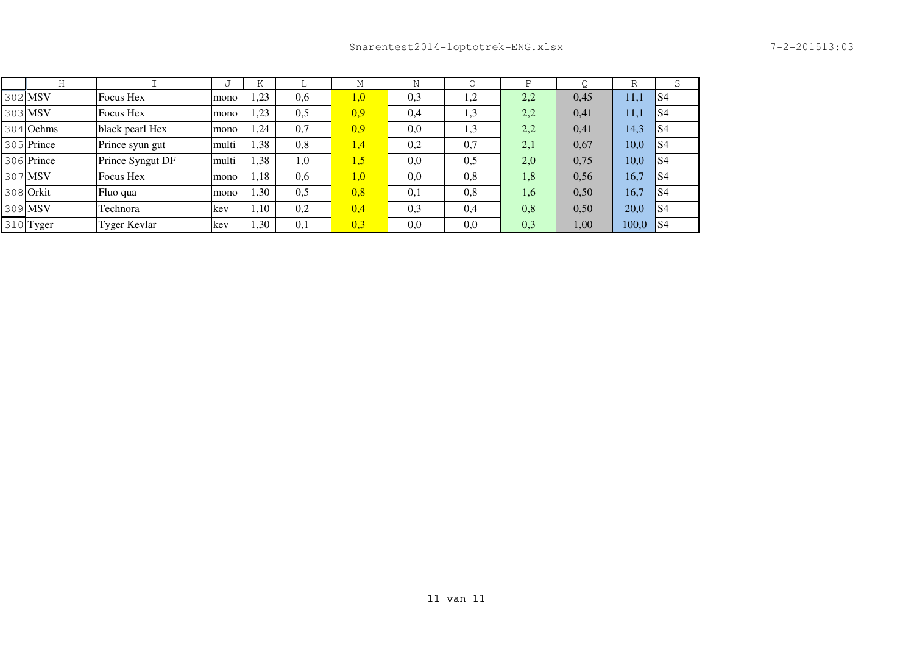| | H | I | J | K | L | M | N | O | P | Q | R | S |
|---|---|---|---|---|---|---|---|---|---|---|---|---|
| 302 | MSV | Focus Hex | mono | 1,23 | 0,6 | 1,0 | 0,3 | 1,2 | 2,2 | 0,45 | 11,1 | S4 |
| 303 | MSV | Focus Hex | mono | 1,23 | 0,5 | 0,9 | 0,4 | 1,3 | 2,2 | 0,41 | 11,1 | S4 |
| 304 | Oehms | black pearl Hex | mono | 1,24 | 0,7 | 0,9 | 0,0 | 1,3 | 2,2 | 0,41 | 14,3 | S4 |
| 305 | Prince | Prince syun gut | multi | 1,38 | 0,8 | 1,4 | 0,2 | 0,7 | 2,1 | 0,67 | 10,0 | S4 |
| 306 | Prince | Prince Syngut DF | multi | 1,38 | 1,0 | 1,5 | 0,0 | 0,5 | 2,0 | 0,75 | 10,0 | S4 |
| 307 | MSV | Focus Hex | mono | 1,18 | 0,6 | 1,0 | 0,0 | 0,8 | 1,8 | 0,56 | 16,7 | S4 |
| 308 | Orkit | Fluo qua | mono | 1.30 | 0,5 | 0,8 | 0,1 | 0,8 | 1,6 | 0,50 | 16,7 | S4 |
| 309 | MSV | Technora | kev | 1,10 | 0,2 | 0,4 | 0,3 | 0,4 | 0,8 | 0,50 | 20,0 | S4 |
| 310 | Tyger | Tyger Kevlar | kev | 1,30 | 0,1 | 0,3 | 0,0 | 0,0 | 0,3 | 1,00 | 100,0 | S4 |